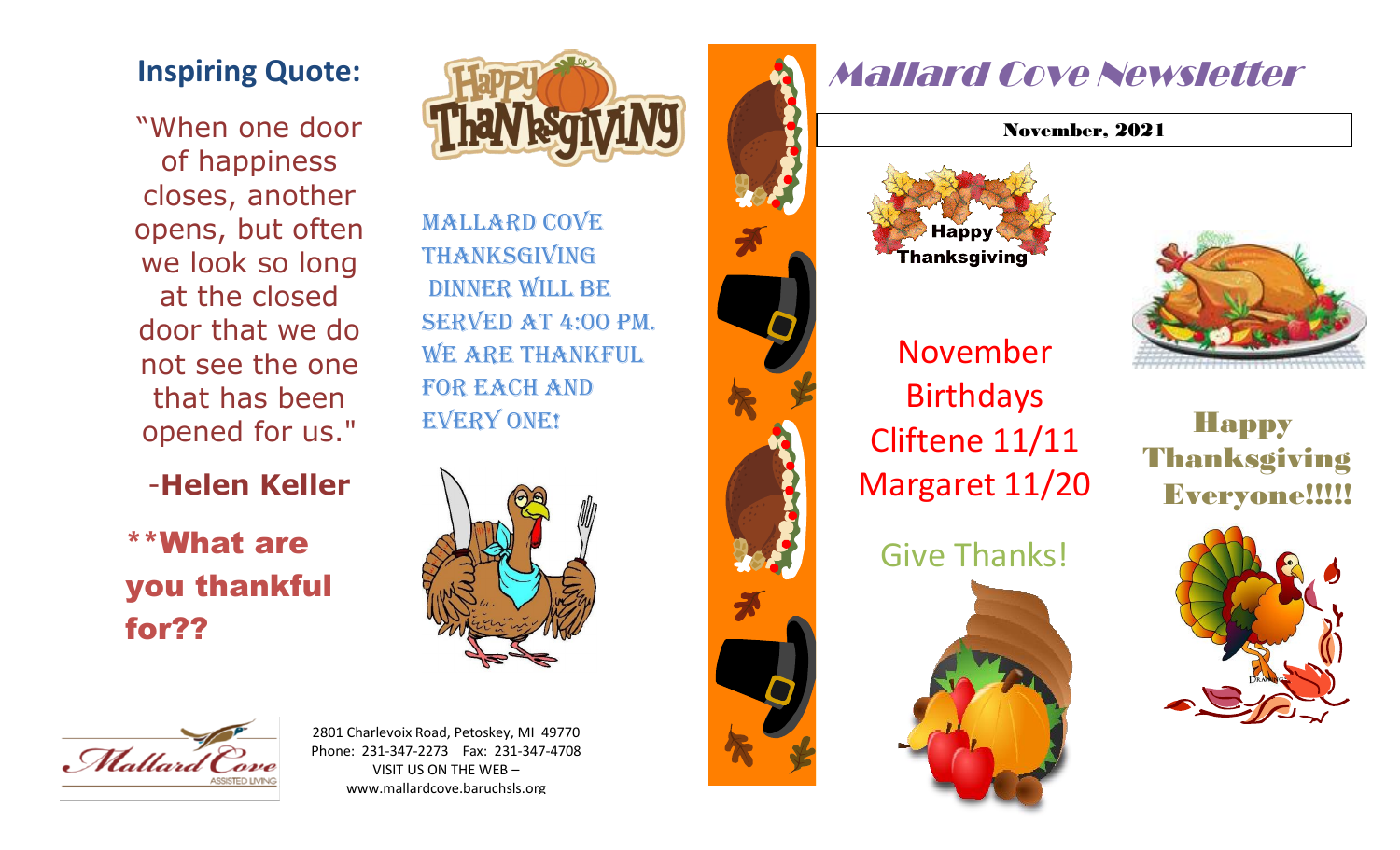# Mallard Cove Newsletter

November, 2021

## Inspiring Quote:

"When one door of happiness closes, another opens, but often we look so long at the closed door that we do not see the one that has been opened for us."

-**Helen Keller**

**\*\*What are you thankful for??**

Happy Thanksgiving

MALLARD COVE THANKSGIVING DINNER WILL BE SERVED AT 4:00 PM. WE ARE THANKFUL FOR EACH AND EVERY ONE!

2801 Charlevoix Road, Petoskey, MI 49770
Phone: 231-347-2273 Fax: 231-347-4708
VISIT US ON THE WEB –
www.mallardcove.baruchsls.org

Happy Thanksgiving

## November Birthdays

Cliftene 11/11
Margaret 11/20

Give Thanks!

## Happy Thanksgiving Everyone!!!!!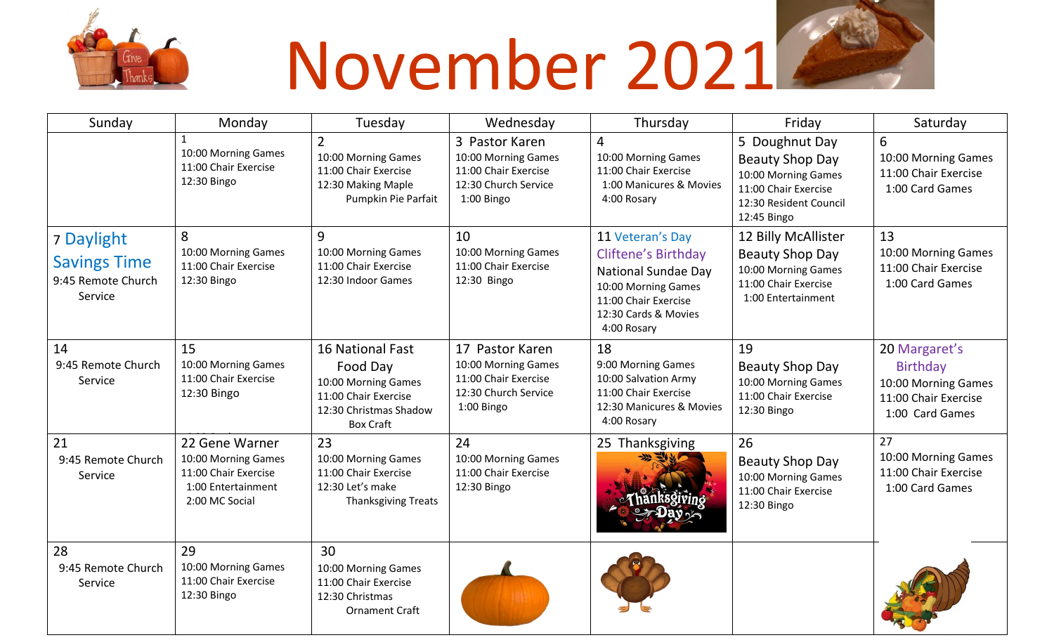# November 2021

| Sunday | Monday | Tuesday | Wednesday | Thursday | Friday | Saturday |
|---|---|---|---|---|---|---|
| | 1<br>10:00 Morning Games<br>11:00 Chair Exercise<br>12:30 Bingo | 2<br>10:00 Morning Games<br>11:00 Chair Exercise<br>12:30 Making Maple Pumpkin Pie Parfait | 3 Pastor Karen<br>10:00 Morning Games<br>11:00 Chair Exercise<br>12:30 Church Service<br>1:00 Bingo | 4<br>10:00 Morning Games<br>11:00 Chair Exercise<br>1:00 Manicures & Movies<br>4:00 Rosary | 5 Doughnut Day<br>Beauty Shop Day<br>10:00 Morning Games<br>11:00 Chair Exercise<br>12:30 Resident Council<br>12:45 Bingo | 6<br>10:00 Morning Games<br>11:00 Chair Exercise<br>1:00 Card Games |
| 7 Daylight Savings Time<br>9:45 Remote Church Service | 8<br>10:00 Morning Games<br>11:00 Chair Exercise<br>12:30 Bingo | 9<br>10:00 Morning Games<br>11:00 Chair Exercise<br>12:30 Indoor Games | 10<br>10:00 Morning Games<br>11:00 Chair Exercise<br>12:30 Bingo | 11 Veteran's Day<br>Cliftene's Birthday<br>National Sundae Day<br>10:00 Morning Games<br>11:00 Chair Exercise<br>12:30 Cards & Movies<br>4:00 Rosary | 12 Billy McAllister<br>Beauty Shop Day<br>10:00 Morning Games<br>11:00 Chair Exercise<br>1:00 Entertainment | 13<br>10:00 Morning Games<br>11:00 Chair Exercise<br>1:00 Card Games |
| 14<br>9:45 Remote Church Service | 15<br>10:00 Morning Games<br>11:00 Chair Exercise<br>12:30 Bingo | 16 National Fast Food Day<br>10:00 Morning Games<br>11:00 Chair Exercise<br>12:30 Christmas Shadow Box Craft | 17 Pastor Karen<br>10:00 Morning Games<br>11:00 Chair Exercise<br>12:30 Church Service<br>1:00 Bingo | 18<br>9:00 Morning Games<br>10:00 Salvation Army<br>11:00 Chair Exercise<br>12:30 Manicures & Movies<br>4:00 Rosary | 19<br>Beauty Shop Day<br>10:00 Morning Games<br>11:00 Chair Exercise<br>12:30 Bingo | 20 Margaret's Birthday<br>10:00 Morning Games<br>11:00 Chair Exercise<br>1:00 Card Games |
| 21<br>9:45 Remote Church Service | 22 Gene Warner<br>10:00 Morning Games<br>11:00 Chair Exercise<br>1:00 Entertainment<br>2:00 MC Social | 23<br>10:00 Morning Games<br>11:00 Chair Exercise<br>12:30 Let's make Thanksgiving Treats | 24<br>10:00 Morning Games<br>11:00 Chair Exercise<br>12:30 Bingo | 25 Thanksgiving | 26<br>Beauty Shop Day<br>10:00 Morning Games<br>11:00 Chair Exercise<br>12:30 Bingo | 27<br>10:00 Morning Games<br>11:00 Chair Exercise<br>1:00 Card Games |
| 28<br>9:45 Remote Church Service | 29<br>10:00 Morning Games<br>11:00 Chair Exercise<br>12:30 Bingo | 30<br>10:00 Morning Games<br>11:00 Chair Exercise<br>12:30 Christmas Ornament Craft | | | | |